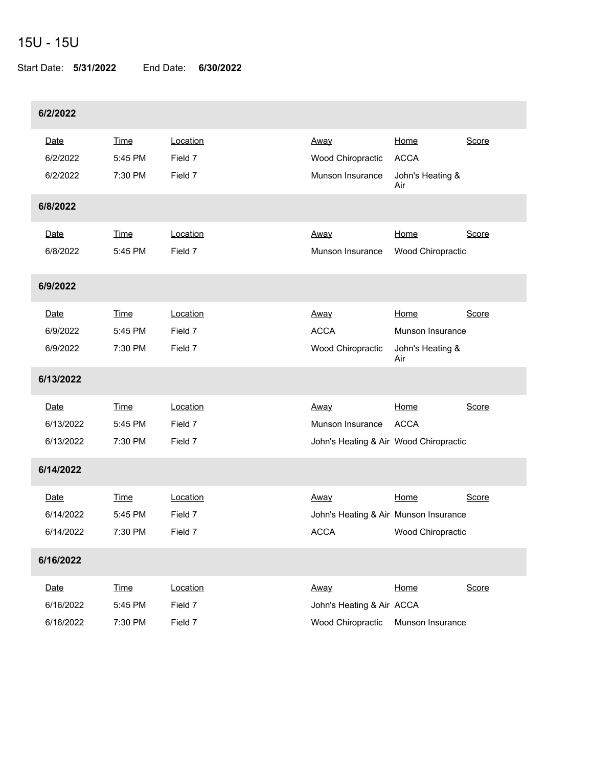# 15U - 15U

Start Date: **5/31/2022** End Date: **6/30/2022**

## 6/2/2022

| Date | Time | Location | Away | Home | Score |
|---|---|---|---|---|---|
| 6/2/2022 | 5:45 PM | Field 7 | Wood Chiropractic | ACCA | |
| 6/2/2022 | 7:30 PM | Field 7 | Munson Insurance | John's Heating & Air | |

## 6/8/2022

| Date | Time | Location | Away | Home | Score |
|---|---|---|---|---|---|
| 6/8/2022 | 5:45 PM | Field 7 | Munson Insurance | Wood Chiropractic | |

## 6/9/2022

| Date | Time | Location | Away | Home | Score |
|---|---|---|---|---|---|
| 6/9/2022 | 5:45 PM | Field 7 | ACCA | Munson Insurance | |
| 6/9/2022 | 7:30 PM | Field 7 | Wood Chiropractic | John's Heating & Air | |

## 6/13/2022

| Date | Time | Location | Away | Home | Score |
|---|---|---|---|---|---|
| 6/13/2022 | 5:45 PM | Field 7 | Munson Insurance | ACCA | |
| 6/13/2022 | 7:30 PM | Field 7 | John's Heating & Air | Wood Chiropractic | |

## 6/14/2022

| Date | Time | Location | Away | Home | Score |
|---|---|---|---|---|---|
| 6/14/2022 | 5:45 PM | Field 7 | John's Heating & Air | Munson Insurance | |
| 6/14/2022 | 7:30 PM | Field 7 | ACCA | Wood Chiropractic | |

## 6/16/2022

| Date | Time | Location | Away | Home | Score |
|---|---|---|---|---|---|
| 6/16/2022 | 5:45 PM | Field 7 | John's Heating & Air | ACCA | |
| 6/16/2022 | 7:30 PM | Field 7 | Wood Chiropractic | Munson Insurance | |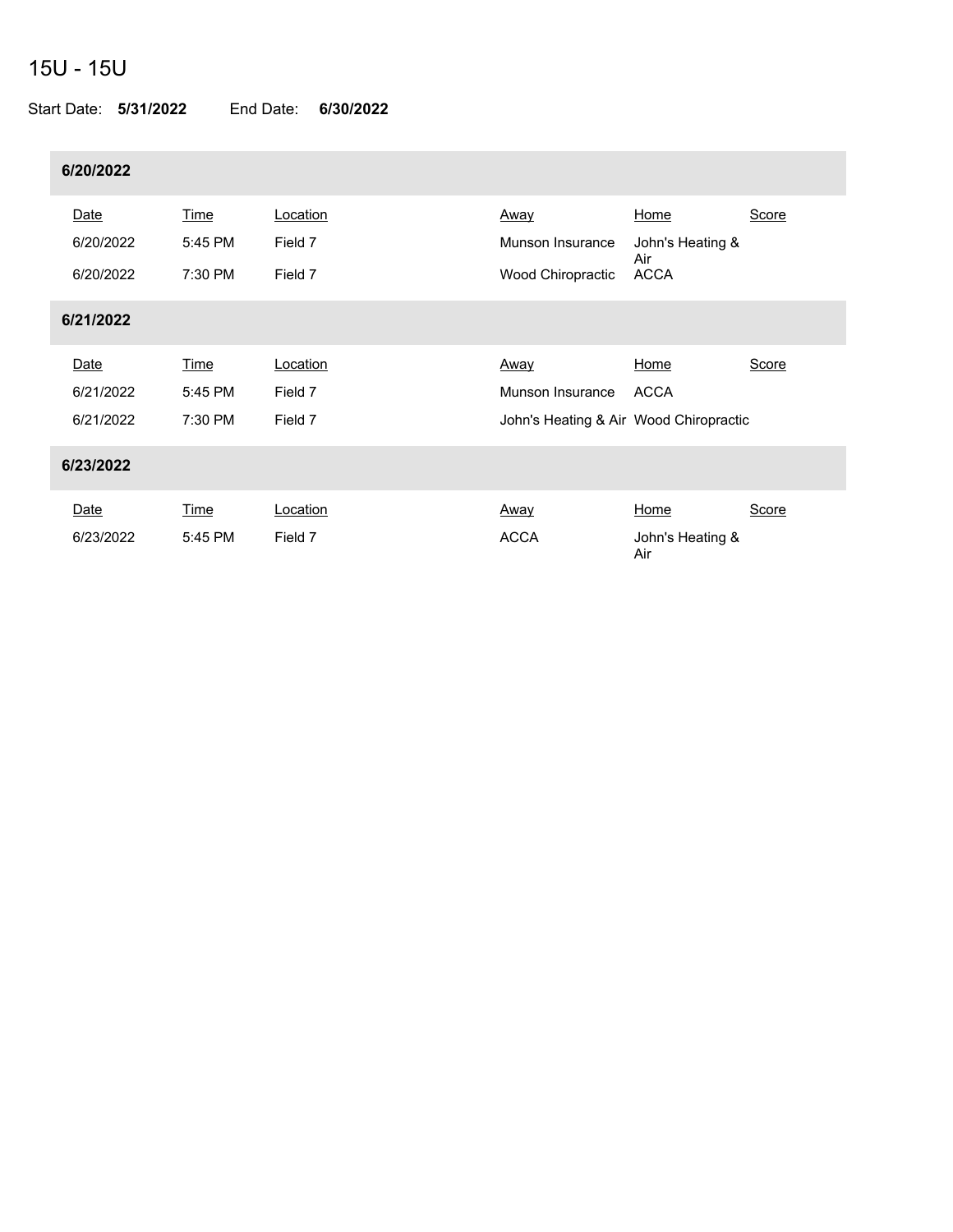# 15U - 15U

Start Date: **5/31/2022** End Date: **6/30/2022**

**6/20/2022**

| Date | Time | Location | Away | Home | Score |
|---|---|---|---|---|---|
| 6/20/2022 | 5:45 PM | Field 7 | Munson Insurance | John's Heating & Air | |
| 6/20/2022 | 7:30 PM | Field 7 | Wood Chiropractic | ACCA | |

**6/21/2022**

| Date | Time | Location | Away | Home | Score |
|---|---|---|---|---|---|
| 6/21/2022 | 5:45 PM | Field 7 | Munson Insurance | ACCA | |
| 6/21/2022 | 7:30 PM | Field 7 | John's Heating & Air | Wood Chiropractic | |

**6/23/2022**

| Date | Time | Location | Away | Home | Score |
|---|---|---|---|---|---|
| 6/23/2022 | 5:45 PM | Field 7 | ACCA | John's Heating & Air | |